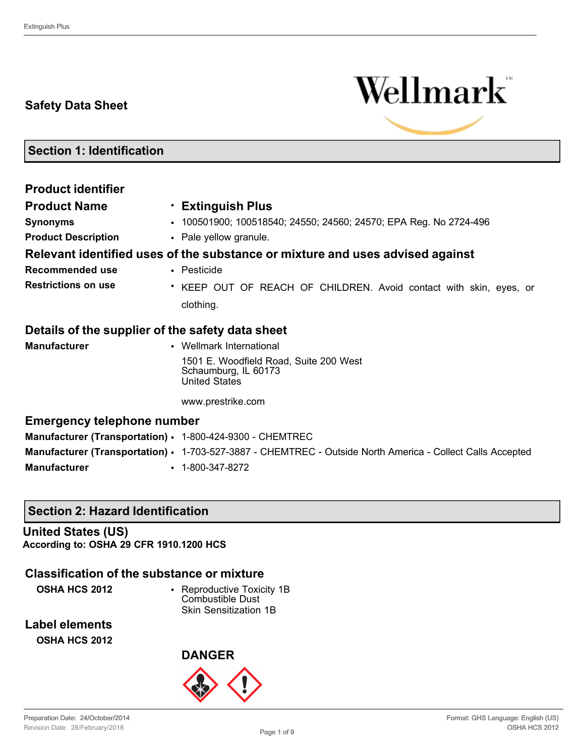# Safety Data Sheet

## Section 1: Identification

### Product identifier

**Product Name** • **Extinguish Plus**

**Synonyms** • 100501900; 100518540; 24550; 24560; 24570; EPA Reg. No 2724-496

**Product Description** • Pale yellow granule.

### Relevant identified uses of the substance or mixture and uses advised against

**Recommended use** • Pesticide

**Restrictions on use** • KEEP OUT OF REACH OF CHILDREN. Avoid contact with skin, eyes, or clothing.

### Details of the supplier of the safety data sheet

**Manufacturer** • Wellmark International
1501 E. Woodfield Road, Suite 200 West
Schaumburg, IL 60173
United States

www.prestrike.com

### Emergency telephone number

**Manufacturer (Transportation)** • 1-800-424-9300 - CHEMTREC

**Manufacturer (Transportation)** • 1-703-527-3887 - CHEMTREC - Outside North America - Collect Calls Accepted

**Manufacturer** • 1-800-347-8272

## Section 2: Hazard Identification

### United States (US)

**According to: OSHA 29 CFR 1910.1200 HCS**

### Classification of the substance or mixture

**OSHA HCS 2012** • Reproductive Toxicity 1B
Combustible Dust
Skin Sensitization 1B

### Label elements

**OSHA HCS 2012**

**DANGER**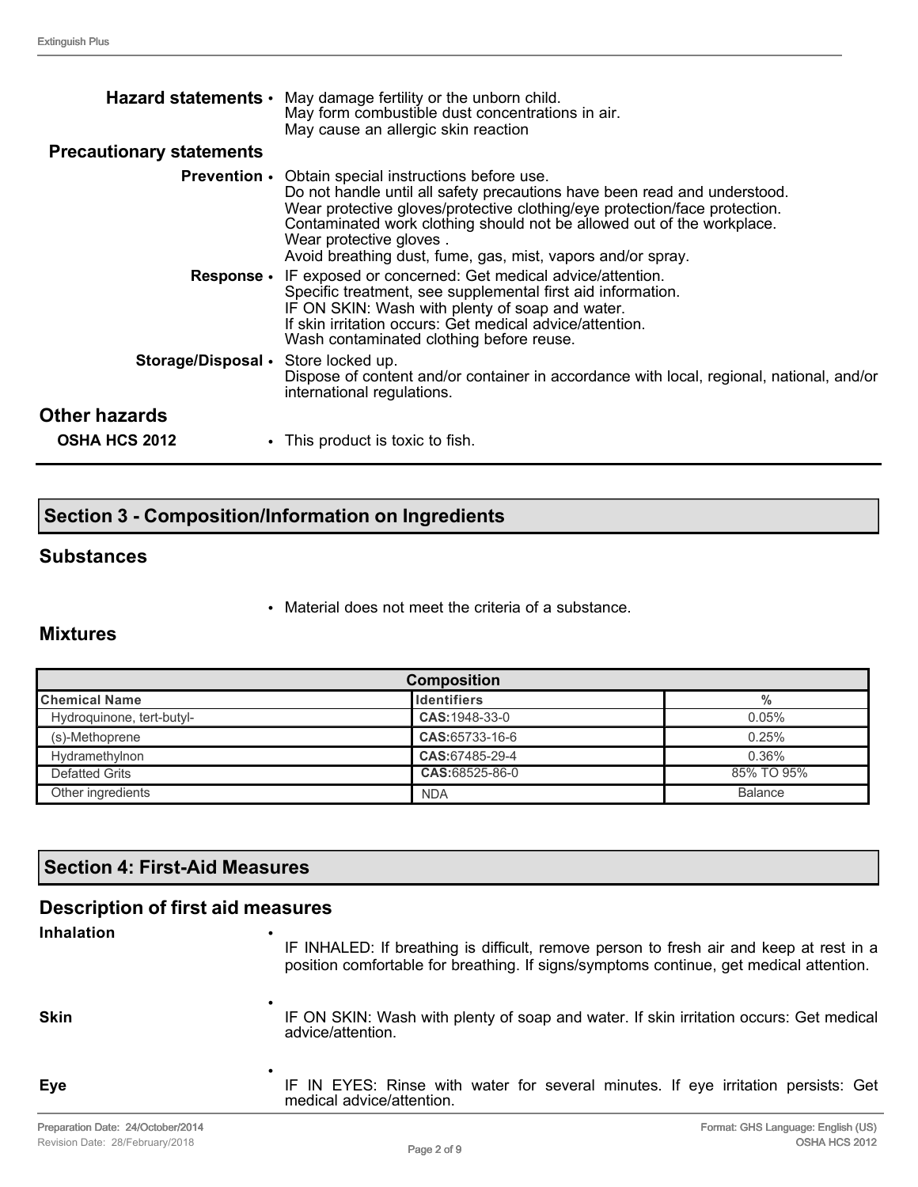**Hazard statements**
- May damage fertility or the unborn child.
  May form combustible dust concentrations in air.
  May cause an allergic skin reaction

**Precautionary statements**

**Prevention**
- Obtain special instructions before use.
  Do not handle until all safety precautions have been read and understood.
  Wear protective gloves/protective clothing/eye protection/face protection.
  Contaminated work clothing should not be allowed out of the workplace.
  Wear protective gloves .
  Avoid breathing dust, fume, gas, mist, vapors and/or spray.

**Response**
- IF exposed or concerned: Get medical advice/attention.
  Specific treatment, see supplemental first aid information.
  IF ON SKIN: Wash with plenty of soap and water.
  If skin irritation occurs: Get medical advice/attention.
  Wash contaminated clothing before reuse.

**Storage/Disposal**
- Store locked up.
  Dispose of content and/or container in accordance with local, regional, national, and/or international regulations.

## Other hazards

**OSHA HCS 2012**
- This product is toxic to fish.

## Section 3 - Composition/Information on Ingredients

### Substances

- Material does not meet the criteria of a substance.

### Mixtures

| Composition | | |
|---|---|---|
| **Chemical Name** | **Identifiers** | **%** |
| Hydroquinone, tert-butyl- | **CAS:**1948-33-0 | 0.05% |
| (s)-Methoprene | **CAS:**65733-16-6 | 0.25% |
| Hydramethylnon | **CAS:**67485-29-4 | 0.36% |
| Defatted Grits | **CAS:**68525-86-0 | 85% TO 95% |
| Other ingredients | NDA | Balance |

## Section 4: First-Aid Measures

### Description of first aid measures

**Inhalation**
- IF INHALED: If breathing is difficult, remove person to fresh air and keep at rest in a position comfortable for breathing. If signs/symptoms continue, get medical attention.

**Skin**
- IF ON SKIN: Wash with plenty of soap and water. If skin irritation occurs: Get medical advice/attention.

**Eye**
- IF IN EYES: Rinse with water for several minutes. If eye irritation persists: Get medical advice/attention.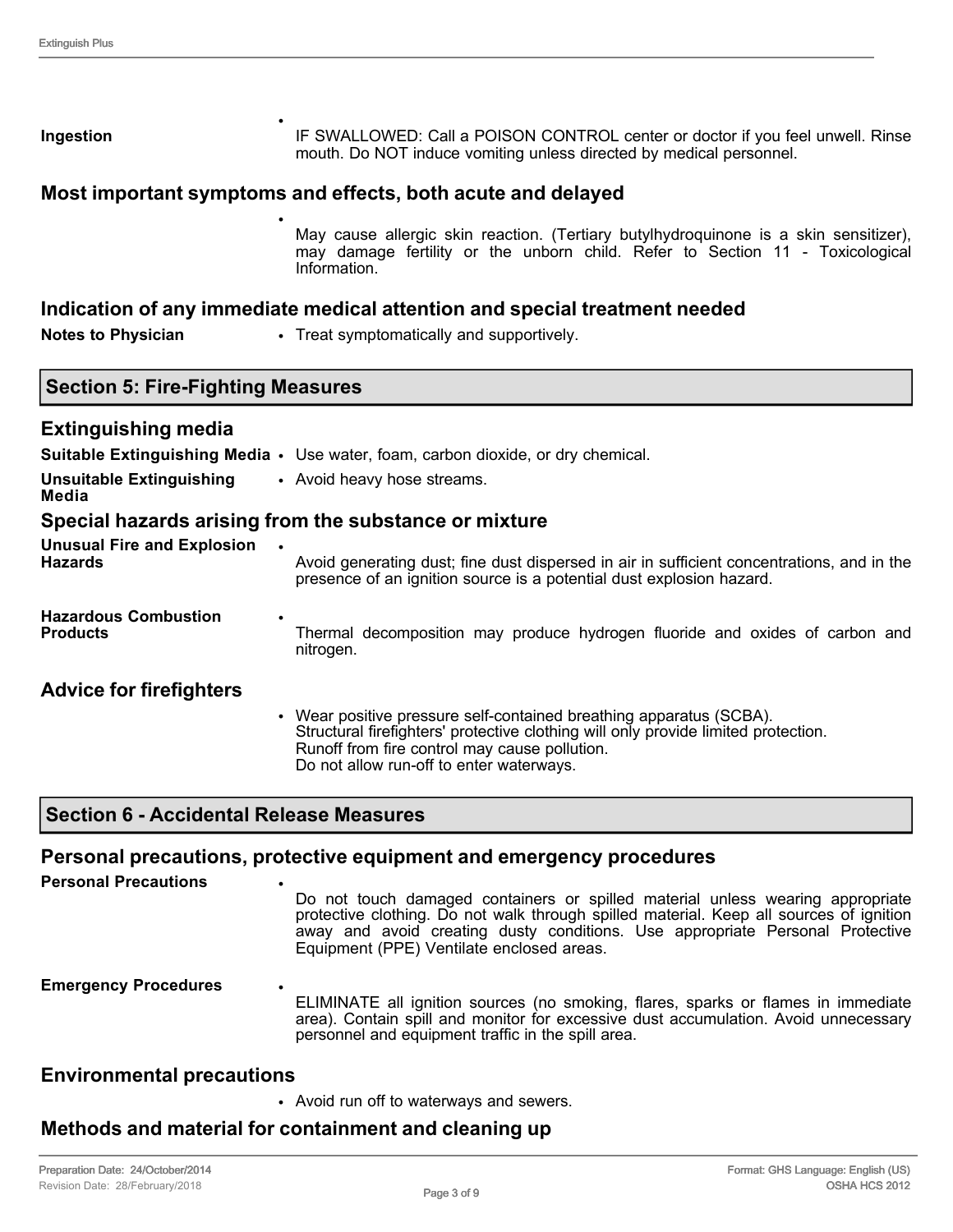**Ingestion**

- IF SWALLOWED: Call a POISON CONTROL center or doctor if you feel unwell. Rinse mouth. Do NOT induce vomiting unless directed by medical personnel.

### Most important symptoms and effects, both acute and delayed

- May cause allergic skin reaction. (Tertiary butylhydroquinone is a skin sensitizer), may damage fertility or the unborn child. Refer to Section 11 - Toxicological Information.

### Indication of any immediate medical attention and special treatment needed

**Notes to Physician**

- Treat symptomatically and supportively.

## Section 5: Fire-Fighting Measures

### Extinguishing media

**Suitable Extinguishing Media**

- Use water, foam, carbon dioxide, or dry chemical.

**Unsuitable Extinguishing Media**

- Avoid heavy hose streams.

### Special hazards arising from the substance or mixture

**Unusual Fire and Explosion Hazards**

- Avoid generating dust; fine dust dispersed in air in sufficient concentrations, and in the presence of an ignition source is a potential dust explosion hazard.

**Hazardous Combustion Products**

- Thermal decomposition may produce hydrogen fluoride and oxides of carbon and nitrogen.

### Advice for firefighters

- Wear positive pressure self-contained breathing apparatus (SCBA).
  Structural firefighters' protective clothing will only provide limited protection.
  Runoff from fire control may cause pollution.
  Do not allow run-off to enter waterways.

## Section 6 - Accidental Release Measures

### Personal precautions, protective equipment and emergency procedures

**Personal Precautions**

- Do not touch damaged containers or spilled material unless wearing appropriate protective clothing. Do not walk through spilled material. Keep all sources of ignition away and avoid creating dusty conditions. Use appropriate Personal Protective Equipment (PPE) Ventilate enclosed areas.

**Emergency Procedures**

- ELIMINATE all ignition sources (no smoking, flares, sparks or flames in immediate area). Contain spill and monitor for excessive dust accumulation. Avoid unnecessary personnel and equipment traffic in the spill area.

### Environmental precautions

- Avoid run off to waterways and sewers.

### Methods and material for containment and cleaning up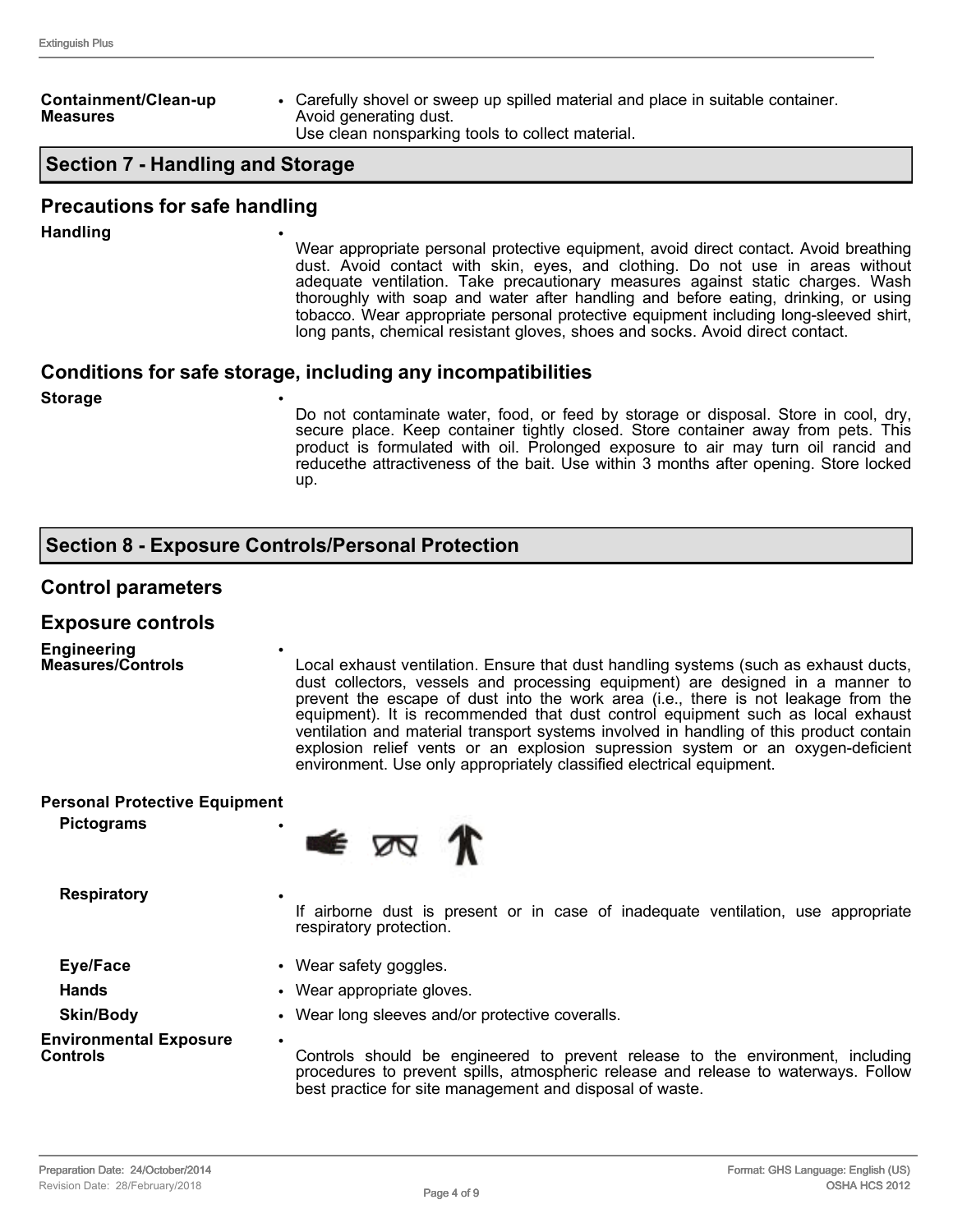**Containment/Clean-up Measures**

- Carefully shovel or sweep up spilled material and place in suitable container. Avoid generating dust.
  Use clean nonsparking tools to collect material.

## Section 7 - Handling and Storage

### Precautions for safe handling

**Handling**

- Wear appropriate personal protective equipment, avoid direct contact. Avoid breathing dust. Avoid contact with skin, eyes, and clothing. Do not use in areas without adequate ventilation. Take precautionary measures against static charges. Wash thoroughly with soap and water after handling and before eating, drinking, or using tobacco. Wear appropriate personal protective equipment including long-sleeved shirt, long pants, chemical resistant gloves, shoes and socks. Avoid direct contact.

### Conditions for safe storage, including any incompatibilities

**Storage**

- Do not contaminate water, food, or feed by storage or disposal. Store in cool, dry, secure place. Keep container tightly closed. Store container away from pets. This product is formulated with oil. Prolonged exposure to air may turn oil rancid and reducethe attractiveness of the bait. Use within 3 months after opening. Store locked up.

## Section 8 - Exposure Controls/Personal Protection

### Control parameters

### Exposure controls

**Engineering Measures/Controls**

- Local exhaust ventilation. Ensure that dust handling systems (such as exhaust ducts, dust collectors, vessels and processing equipment) are designed in a manner to prevent the escape of dust into the work area (i.e., there is not leakage from the equipment). It is recommended that dust control equipment such as local exhaust ventilation and material transport systems involved in handling of this product contain explosion relief vents or an explosion supression system or an oxygen-deficient environment. Use only appropriately classified electrical equipment.

**Personal Protective Equipment**

**Pictograms**

- 

**Respiratory**

- If airborne dust is present or in case of inadequate ventilation, use appropriate respiratory protection.

**Eye/Face**

- Wear safety goggles.

**Hands**

- Wear appropriate gloves.

**Skin/Body**

- Wear long sleeves and/or protective coveralls.

**Environmental Exposure Controls**

- Controls should be engineered to prevent release to the environment, including procedures to prevent spills, atmospheric release and release to waterways. Follow best practice for site management and disposal of waste.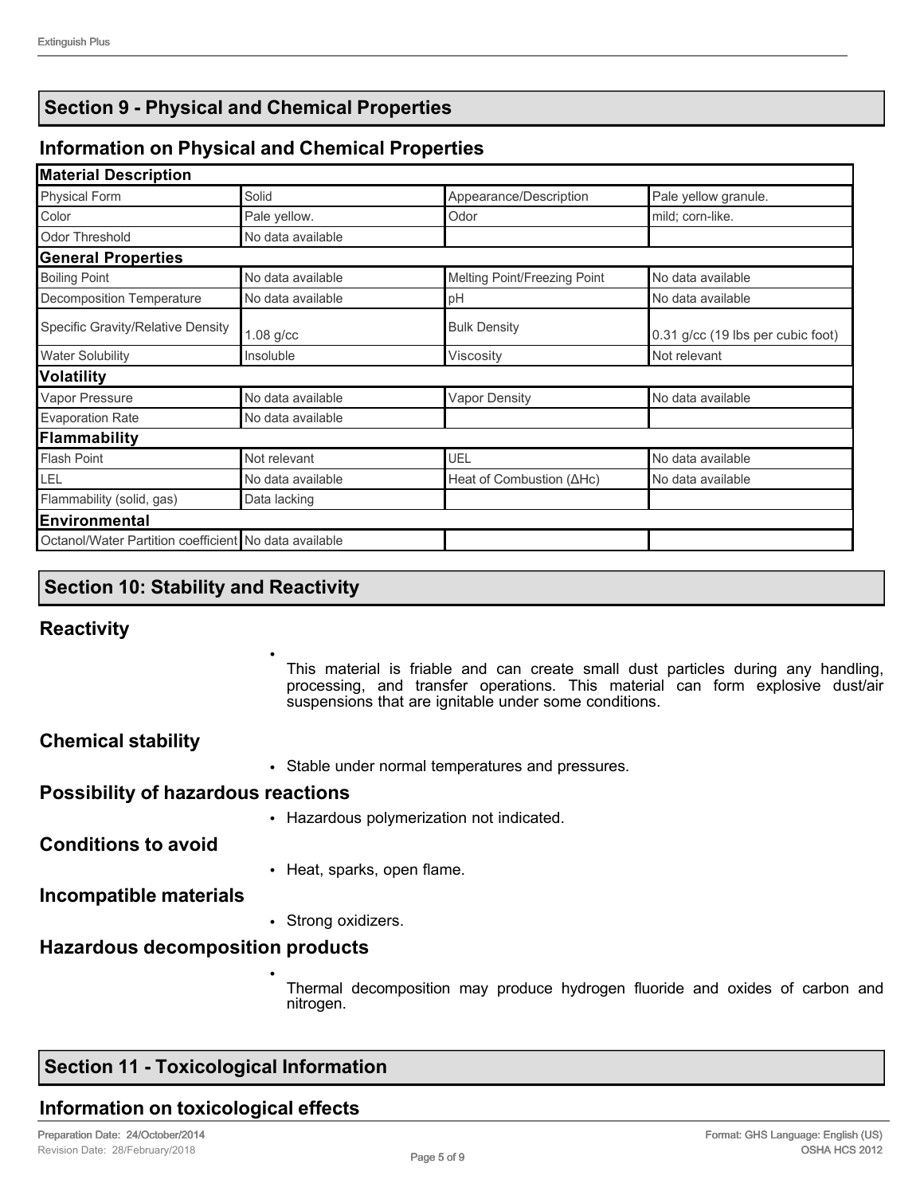## Section 9 - Physical and Chemical Properties

### Information on Physical and Chemical Properties

| Material Description | | | |
|---|---|---|---|
| Physical Form | Solid | Appearance/Description | Pale yellow granule. |
| Color | Pale yellow. | Odor | mild; corn-like. |
| Odor Threshold | No data available | | |
| **General Properties** | | | |
| Boiling Point | No data available | Melting Point/Freezing Point | No data available |
| Decomposition Temperature | No data available | pH | No data available |
| Specific Gravity/Relative Density | 1.08 g/cc | Bulk Density | 0.31 g/cc (19 lbs per cubic foot) |
| Water Solubility | Insoluble | Viscosity | Not relevant |
| **Volatility** | | | |
| Vapor Pressure | No data available | Vapor Density | No data available |
| Evaporation Rate | No data available | | |
| **Flammability** | | | |
| Flash Point | Not relevant | UEL | No data available |
| LEL | No data available | Heat of Combustion (ΔHc) | No data available |
| Flammability (solid, gas) | Data lacking | | |
| **Environmental** | | | |
| Octanol/Water Partition coefficient | No data available | | |

## Section 10: Stability and Reactivity

### Reactivity

- This material is friable and can create small dust particles during any handling, processing, and transfer operations. This material can form explosive dust/air suspensions that are ignitable under some conditions.

### Chemical stability

- Stable under normal temperatures and pressures.

### Possibility of hazardous reactions

- Hazardous polymerization not indicated.

### Conditions to avoid

- Heat, sparks, open flame.

### Incompatible materials

- Strong oxidizers.

### Hazardous decomposition products

- Thermal decomposition may produce hydrogen fluoride and oxides of carbon and nitrogen.

## Section 11 - Toxicological Information

### Information on toxicological effects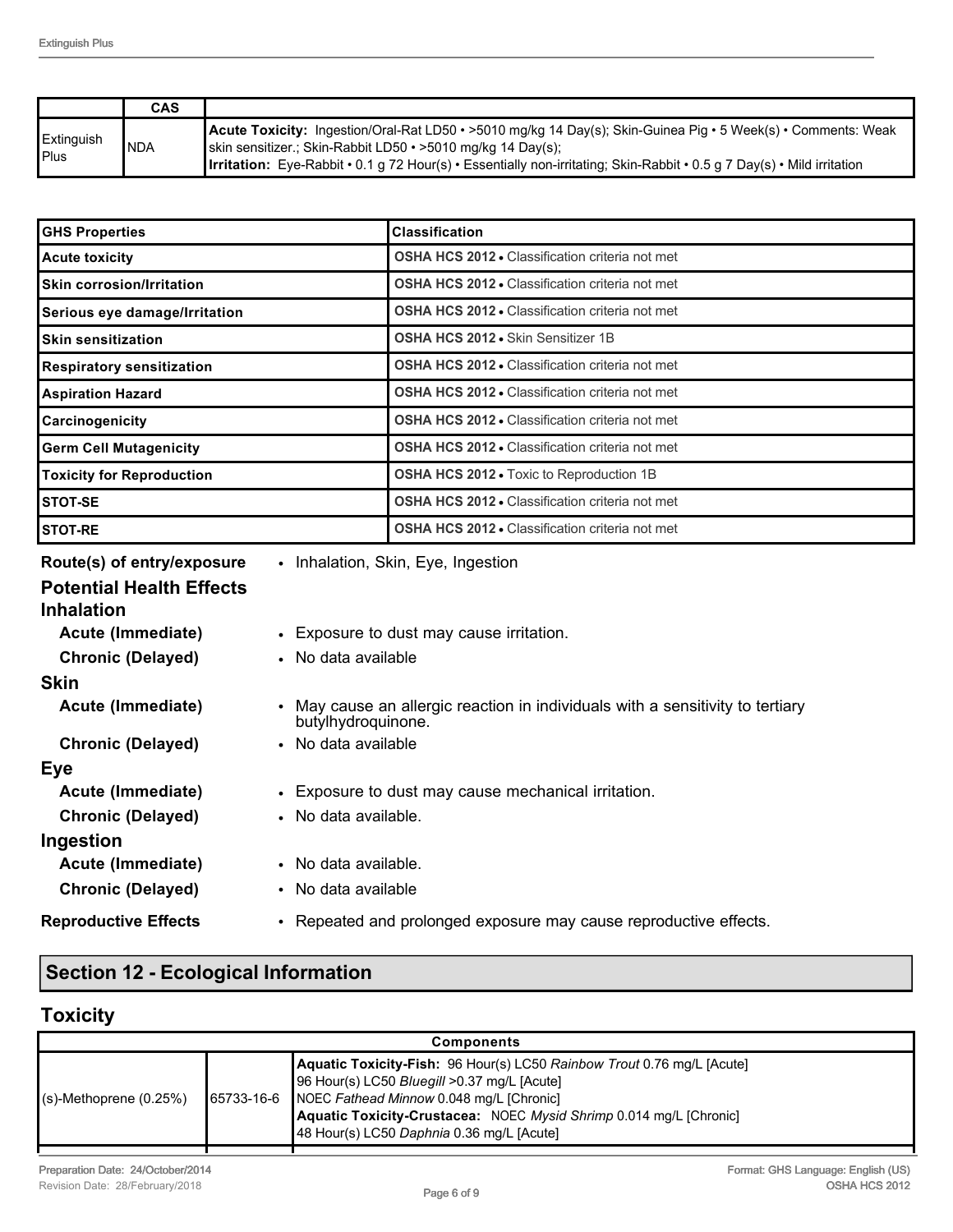| | CAS | |
|---|---|---|
| Extinguish Plus | NDA | **Acute Toxicity:** Ingestion/Oral-Rat LD50 • >5010 mg/kg 14 Day(s); Skin-Guinea Pig • 5 Week(s) • Comments: Weak skin sensitizer.; Skin-Rabbit LD50 • >5010 mg/kg 14 Day(s); **Irritation:** Eye-Rabbit • 0.1 g 72 Hour(s) • Essentially non-irritating; Skin-Rabbit • 0.5 g 7 Day(s) • Mild irritation |

| GHS Properties | Classification |
|---|---|
| Acute toxicity | **OSHA HCS 2012** • Classification criteria not met |
| Skin corrosion/Irritation | **OSHA HCS 2012** • Classification criteria not met |
| Serious eye damage/Irritation | **OSHA HCS 2012** • Classification criteria not met |
| Skin sensitization | **OSHA HCS 2012** • Skin Sensitizer 1B |
| Respiratory sensitization | **OSHA HCS 2012** • Classification criteria not met |
| Aspiration Hazard | **OSHA HCS 2012** • Classification criteria not met |
| Carcinogenicity | **OSHA HCS 2012** • Classification criteria not met |
| Germ Cell Mutagenicity | **OSHA HCS 2012** • Classification criteria not met |
| Toxicity for Reproduction | **OSHA HCS 2012** • Toxic to Reproduction 1B |
| STOT-SE | **OSHA HCS 2012** • Classification criteria not met |
| STOT-RE | **OSHA HCS 2012** • Classification criteria not met |

**Route(s) of entry/exposure** • Inhalation, Skin, Eye, Ingestion

### Potential Health Effects

**Inhalation**

- **Acute (Immediate)** • Exposure to dust may cause irritation.
- **Chronic (Delayed)** • No data available

**Skin**

- **Acute (Immediate)** • May cause an allergic reaction in individuals with a sensitivity to tertiary butylhydroquinone.
- **Chronic (Delayed)** • No data available

**Eye**

- **Acute (Immediate)** • Exposure to dust may cause mechanical irritation.
- **Chronic (Delayed)** • No data available.

**Ingestion**

- **Acute (Immediate)** • No data available.
- **Chronic (Delayed)** • No data available

**Reproductive Effects** • Repeated and prolonged exposure may cause reproductive effects.

## Section 12 - Ecological Information

### Toxicity

| Components | | |
|---|---|---|
| (s)-Methoprene (0.25%) | 65733-16-6 | **Aquatic Toxicity-Fish:** 96 Hour(s) LC50 *Rainbow Trout* 0.76 mg/L [Acute] 96 Hour(s) LC50 *Bluegill* >0.37 mg/L [Acute] NOEC *Fathead Minnow* 0.048 mg/L [Chronic] **Aquatic Toxicity-Crustacea:** NOEC *Mysid Shrimp* 0.014 mg/L [Chronic] 48 Hour(s) LC50 *Daphnia* 0.36 mg/L [Acute] |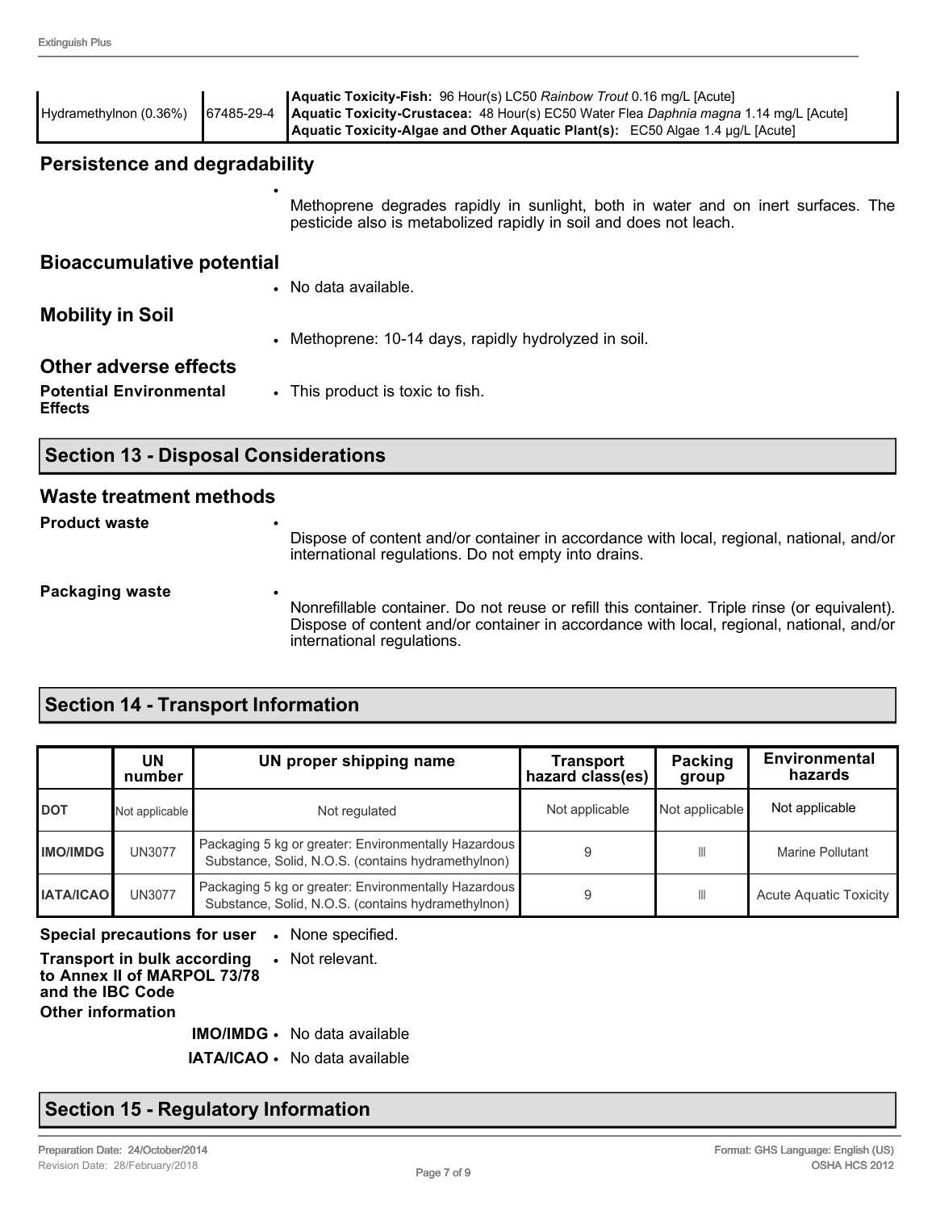| | | |
|---|---|---|
| Hydramethylnon (0.36%) | 67485-29-4 | **Aquatic Toxicity-Fish:** 96 Hour(s) LC50 *Rainbow Trout* 0.16 mg/L [Acute]<br>**Aquatic Toxicity-Crustacea:** 48 Hour(s) EC50 Water Flea *Daphnia magna* 1.14 mg/L [Acute]<br>**Aquatic Toxicity-Algae and Other Aquatic Plant(s):** EC50 Algae 1.4 µg/L [Acute] |

## Persistence and degradability

- Methoprene degrades rapidly in sunlight, both in water and on inert surfaces. The pesticide also is metabolized rapidly in soil and does not leach.

## Bioaccumulative potential

- No data available.

## Mobility in Soil

- Methoprene: 10-14 days, rapidly hydrolyzed in soil.

## Other adverse effects

**Potential Environmental Effects**
- This product is toxic to fish.

# Section 13 - Disposal Considerations

## Waste treatment methods

**Product waste**
- Dispose of content and/or container in accordance with local, regional, national, and/or international regulations. Do not empty into drains.

**Packaging waste**
- Nonrefillable container. Do not reuse or refill this container. Triple rinse (or equivalent). Dispose of content and/or container in accordance with local, regional, national, and/or international regulations.

# Section 14 - Transport Information

| | UN number | UN proper shipping name | Transport hazard class(es) | Packing group | Environmental hazards |
|---|---|---|---|---|---|
| **DOT** | Not applicable | Not regulated | Not applicable | Not applicable | Not applicable |
| **IMO/IMDG** | UN3077 | Packaging 5 kg or greater: Environmentally Hazardous Substance, Solid, N.O.S. (contains hydramethylnon) | 9 | III | Marine Pollutant |
| **IATA/ICAO** | UN3077 | Packaging 5 kg or greater: Environmentally Hazardous Substance, Solid, N.O.S. (contains hydramethylnon) | 9 | III | Acute Aquatic Toxicity |

**Special precautions for user**
- None specified.

**Transport in bulk according to Annex II of MARPOL 73/78 and the IBC Code**
- Not relevant.

**Other information**

**IMO/IMDG**
- No data available

**IATA/ICAO**
- No data available

# Section 15 - Regulatory Information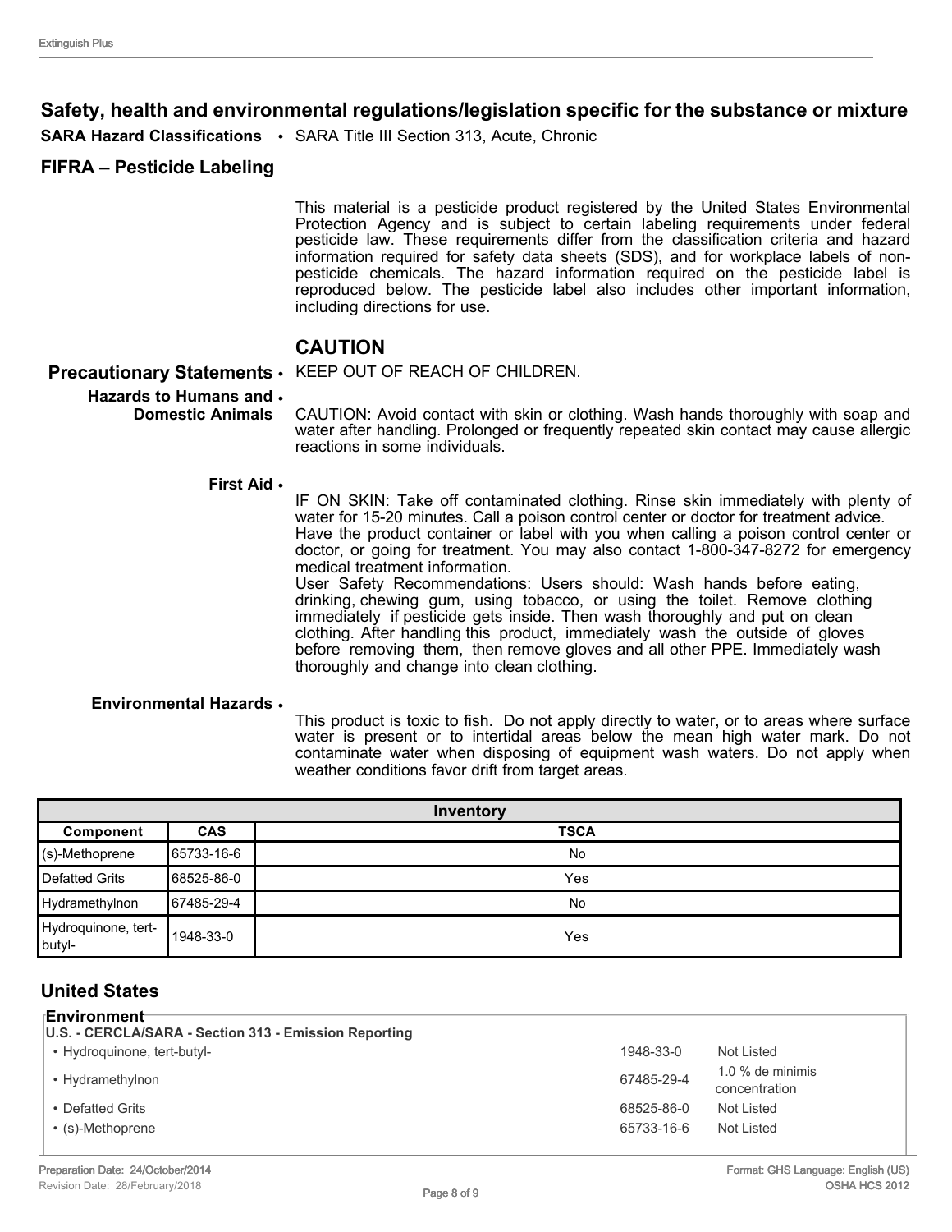## Safety, health and environmental regulations/legislation specific for the substance or mixture

**SARA Hazard Classifications** • SARA Title III Section 313, Acute, Chronic

### FIFRA – Pesticide Labeling

This material is a pesticide product registered by the United States Environmental Protection Agency and is subject to certain labeling requirements under federal pesticide law. These requirements differ from the classification criteria and hazard information required for safety data sheets (SDS), and for workplace labels of non-pesticide chemicals. The hazard information required on the pesticide label is reproduced below. The pesticide label also includes other important information, including directions for use.

## CAUTION

**Precautionary Statements** • KEEP OUT OF REACH OF CHILDREN.

**Hazards to Humans and Domestic Animals** • CAUTION: Avoid contact with skin or clothing. Wash hands thoroughly with soap and water after handling. Prolonged or frequently repeated skin contact may cause allergic reactions in some individuals.

**First Aid** • IF ON SKIN: Take off contaminated clothing. Rinse skin immediately with plenty of water for 15-20 minutes. Call a poison control center or doctor for treatment advice. Have the product container or label with you when calling a poison control center or doctor, or going for treatment. You may also contact 1-800-347-8272 for emergency medical treatment information.
User Safety Recommendations: Users should: Wash hands before eating, drinking, chewing gum, using tobacco, or using the toilet. Remove clothing immediately if pesticide gets inside. Then wash thoroughly and put on clean clothing. After handling this product, immediately wash the outside of gloves before removing them, then remove gloves and all other PPE. Immediately wash thoroughly and change into clean clothing.

**Environmental Hazards** • This product is toxic to fish. Do not apply directly to water, or to areas where surface water is present or to intertidal areas below the mean high water mark. Do not contaminate water when disposing of equipment wash waters. Do not apply when weather conditions favor drift from target areas.

| Inventory | | |
|---|---|---|
| **Component** | **CAS** | **TSCA** |
| (s)-Methoprene | 65733-16-6 | No |
| Defatted Grits | 68525-86-0 | Yes |
| Hydramethylnon | 67485-29-4 | No |
| Hydroquinone, tert-butyl- | 1948-33-0 | Yes |

## United States

**Environment**

**U.S. - CERCLA/SARA - Section 313 - Emission Reporting**

| | | |
|---|---|---|
| • Hydroquinone, tert-butyl- | 1948-33-0 | Not Listed |
| • Hydramethylnon | 67485-29-4 | 1.0 % de minimis concentration |
| • Defatted Grits | 68525-86-0 | Not Listed |
| • (s)-Methoprene | 65733-16-6 | Not Listed |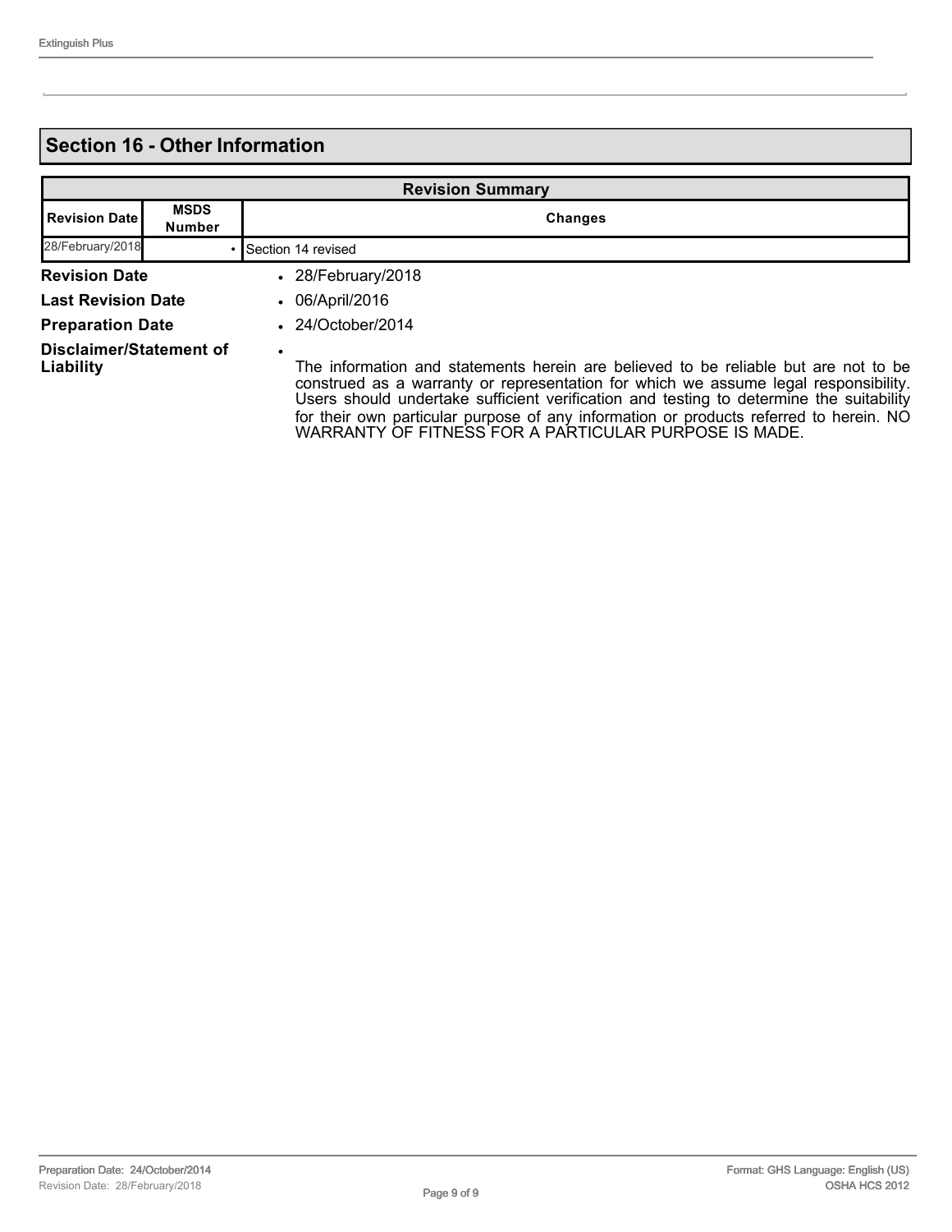## Section 16 - Other Information

| Revision Summary | | |
|---|---|---|
| **Revision Date** | **MSDS Number** | **Changes** |
| 28/February/2018 | • | Section 14 revised |

**Revision Date**
- 28/February/2018

**Last Revision Date**
- 06/April/2016

**Preparation Date**
- 24/October/2014

**Disclaimer/Statement of Liability**
- The information and statements herein are believed to be reliable but are not to be construed as a warranty or representation for which we assume legal responsibility. Users should undertake sufficient verification and testing to determine the suitability for their own particular purpose of any information or products referred to herein. NO WARRANTY OF FITNESS FOR A PARTICULAR PURPOSE IS MADE.